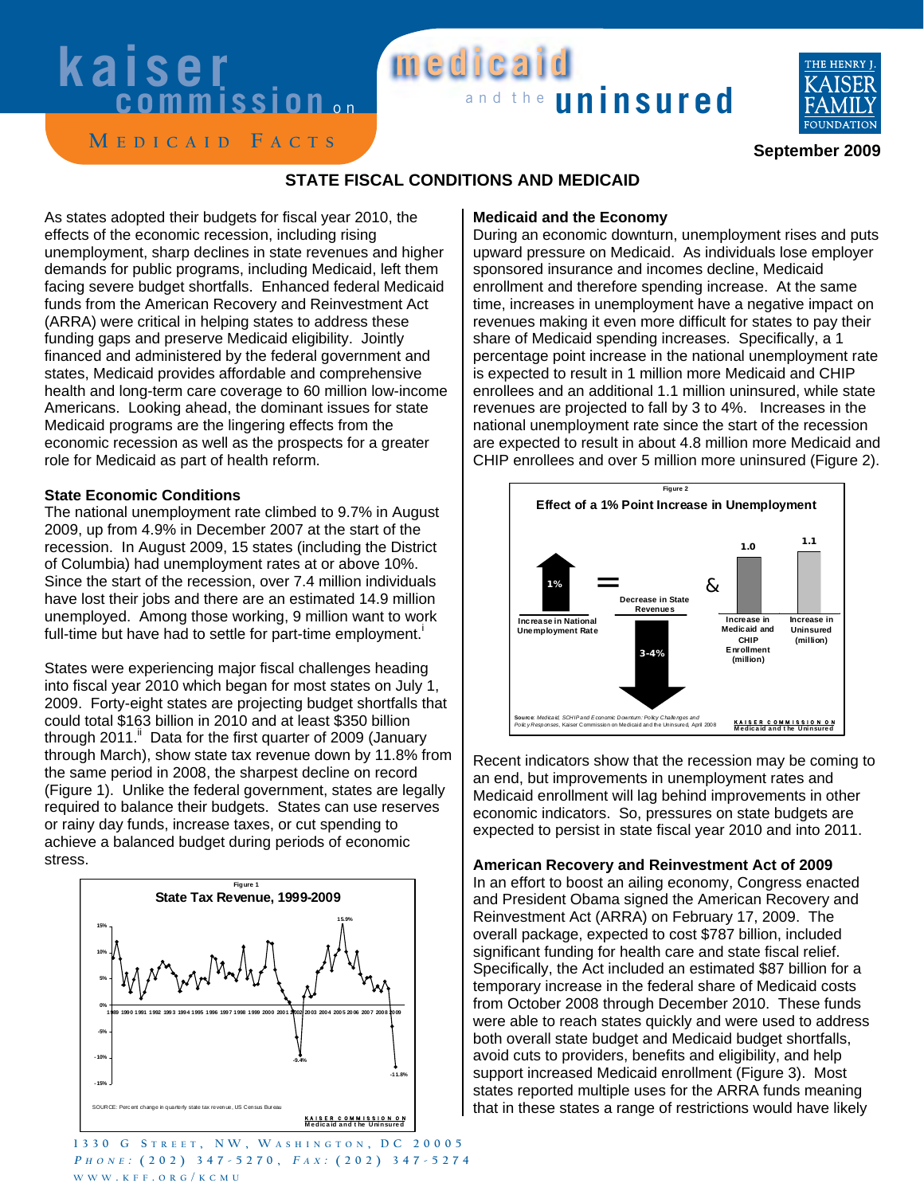**Medicaid Facts**

**September 2009**

# STATE FISCAL CONDITIONS AND MEDICAID

As states adopted their budgets for fiscal year 2010, the effects of the economic recession, including rising unemployment, sharp declines in state revenues and higher demands for public programs, including Medicaid, left them facing severe budget shortfalls. Enhanced federal Medicaid funds from the American Recovery and Reinvestment Act (ARRA) were critical in helping states to address these funding gaps and preserve Medicaid eligibility. Jointly financed and administered by the federal government and states, Medicaid provides affordable and comprehensive health and long-term care coverage to 60 million low-income Americans. Looking ahead, the dominant issues for state Medicaid programs are the lingering effects from the economic recession as well as the prospects for a greater role for Medicaid as part of health reform.

## State Economic Conditions

The national unemployment rate climbed to 9.7% in August 2009, up from 4.9% in December 2007 at the start of the recession. In August 2009, 15 states (including the District of Columbia) had unemployment rates at or above 10%. Since the start of the recession, over 7.4 million individuals have lost their jobs and there are an estimated 14.9 million unemployed. Among those working, 9 million want to work full-time but have had to settle for part-time employment.[i]

States were experiencing major fiscal challenges heading into fiscal year 2010 which began for most states on July 1, 2009. Forty-eight states are projecting budget shortfalls that could total $163 billion in 2010 and at least $350 billion through 2011.[ii] Data for the first quarter of 2009 (January through March), show state tax revenue down by 11.8% from the same period in 2008, the sharpest decline on record (Figure 1). Unlike the federal government, states are legally required to balance their budgets. States can use reserves or rainy day funds, increase taxes, or cut spending to achieve a balanced budget during periods of economic stress.

Figure 1

State Tax Revenue, 1999-2009

SOURCE: Percent change in quarterly state tax revenue, US Census Bureau

## Medicaid and the Economy

During an economic downturn, unemployment rises and puts upward pressure on Medicaid. As individuals lose employer sponsored insurance and incomes decline, Medicaid enrollment and therefore spending increase. At the same time, increases in unemployment have a negative impact on revenues making it even more difficult for states to pay their share of Medicaid spending increases. Specifically, a 1 percentage point increase in the national unemployment rate is expected to result in 1 million more Medicaid and CHIP enrollees and an additional 1.1 million uninsured, while state revenues are projected to fall by 3 to 4%. Increases in the national unemployment rate since the start of the recession are expected to result in about 4.8 million more Medicaid and CHIP enrollees and over 5 million more uninsured (Figure 2).

Figure 2

Effect of a 1% Point Increase in Unemployment

Source: Medicaid, SCHIP and Economic Downturn: Policy Challenges and Policy Responses, Kaiser Commission on Medicaid and the Uninsured, April 2008

Recent indicators show that the recession may be coming to an end, but improvements in unemployment rates and Medicaid enrollment will lag behind improvements in other economic indicators. So, pressures on state budgets are expected to persist in state fiscal year 2010 and into 2011.

## American Recovery and Reinvestment Act of 2009

In an effort to boost an ailing economy, Congress enacted and President Obama signed the American Recovery and Reinvestment Act (ARRA) on February 17, 2009. The overall package, expected to cost $787 billion, included significant funding for health care and state fiscal relief. Specifically, the Act included an estimated $87 billion for a temporary increase in the federal share of Medicaid costs from October 2008 through December 2010. These funds were able to reach states quickly and were used to address both overall state budget and Medicaid budget shortfalls, avoid cuts to providers, benefits and eligibility, and help support increased Medicaid enrollment (Figure 3). Most states reported multiple uses for the ARRA funds meaning that in these states a range of restrictions would have likely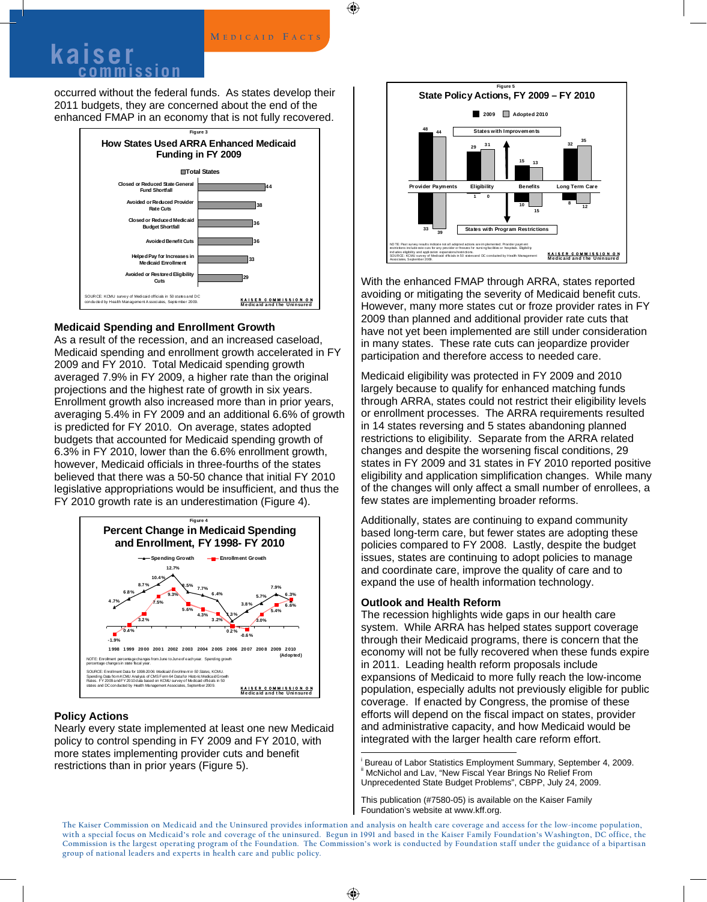occurred without the federal funds. As states develop their 2011 budgets, they are concerned about the end of the enhanced FMAP in an economy that is not fully recovered.

Figure 3

How States Used ARRA Enhanced Medicaid Funding in FY 2009

Total States

Closed or Reduced State General Fund Shortfall 44

Avoided or Reduced Provider Rate Cuts 38

Closed or Reduced Medicaid Budget Shortfall 36

Avoided Benefit Cuts 36

Helped Pay for Increases in Medicaid Enrollment 33

Avoided or Restored Eligibility Cuts 29

SOURCE: KCMU survey of Medicaid officials in 50 states and DC conducted by Health Management Associates, September 2009.

KAISER COMMISSION ON Medicaid and the Uninsured

## Medicaid Spending and Enrollment Growth

As a result of the recession, and an increased caseload, Medicaid spending and enrollment growth accelerated in FY 2009 and FY 2010. Total Medicaid spending growth averaged 7.9% in FY 2009, a higher rate than the original projections and the highest rate of growth in six years. Enrollment growth also increased more than in prior years, averaging 5.4% in FY 2009 and an additional 6.6% of growth is predicted for FY 2010. On average, states adopted budgets that accounted for Medicaid spending growth of 6.3% in FY 2010, lower than the 6.6% enrollment growth, however, Medicaid officials in three-fourths of the states believed that there was a 50-50 chance that initial FY 2010 legislative appropriations would be insufficient, and thus the FY 2010 growth rate is an underestimation (Figure 4).

Figure 4

Percent Change in Medicaid Spending and Enrollment, FY 1998- FY 2010

Spending Growth

Enrollment Growth

4.7% 6.8% 8.7% 10.4% 12.7% 8.5% 7.7% 6.4% 1.3% 3.8% 5.7% 7.9% 6.3%

-1.9% 0.4% 3.2% 7.5% 9.3% 5.6% 4.3% 3.2% 0.2% -0.6% 3.0% 5.4% 6.6%

1998 1999 2000 2001 2002 2003 2004 2005 2006 2007 2008 2009 2010 (Adopted)

NOTE: Enrollment percentage changes from June to June of each year. Spending growth percentage changes in state fiscal year.

SOURCE: Enrollment Data for 1998-2006: *Medicaid Enrollment in 50 States*, KCMU. Spending Data from KCMU Analysis of CMS Form 64 Data for Historic Medicaid Growth Rates. FY 2009 and FY 2010 data based on KCMU survey of Medicaid officials in 50 states and DC conducted by Health Management Associates, September 2009.

KAISER COMMISSION ON Medicaid and the Uninsured

## Policy Actions

Nearly every state implemented at least one new Medicaid policy to control spending in FY 2009 and FY 2010, with more states implementing provider cuts and benefit restrictions than in prior years (Figure 5).

Figure 5

State Policy Actions, FY 2009 – FY 2010

2009

Adopted 2010

States with Improvements

States with Program Restrictions

Provider Payments: 48 44 / 33 39

Eligibility: 29 31 / 1 0

Benefits: 15 13 / 10 15

Long Term Care: 32 35 / 8 12

NOTE: Past survey results indicate not all adopted actions are implemented. Provider payment restrictions include rate cuts for any provider or freezes for nursing facilities or hospitals. Eligibility includes eligibility and application expansions/restrictions.

SOURCE: KCMU survey of Medicaid officials in 50 states and DC conducted by Health Management Associates, September 2009.

KAISER COMMISSION ON Medicaid and the Uninsured

With the enhanced FMAP through ARRA, states reported avoiding or mitigating the severity of Medicaid benefit cuts. However, many more states cut or froze provider rates in FY 2009 than planned and additional provider rate cuts that have not yet been implemented are still under consideration in many states. These rate cuts can jeopardize provider participation and therefore access to needed care.

Medicaid eligibility was protected in FY 2009 and 2010 largely because to qualify for enhanced matching funds through ARRA, states could not restrict their eligibility levels or enrollment processes. The ARRA requirements resulted in 14 states reversing and 5 states abandoning planned restrictions to eligibility. Separate from the ARRA related changes and despite the worsening fiscal conditions, 29 states in FY 2009 and 31 states in FY 2010 reported positive eligibility and application simplification changes. While many of the changes will only affect a small number of enrollees, a few states are implementing broader reforms.

Additionally, states are continuing to expand community based long-term care, but fewer states are adopting these policies compared to FY 2008. Lastly, despite the budget issues, states are continuing to adopt policies to manage and coordinate care, improve the quality of care and to expand the use of health information technology.

## Outlook and Health Reform

The recession highlights wide gaps in our health care system. While ARRA has helped states support coverage through their Medicaid programs, there is concern that the economy will not be fully recovered when these funds expire in 2011. Leading health reform proposals include expansions of Medicaid to more fully reach the low-income population, especially adults not previously eligible for public coverage. If enacted by Congress, the promise of these efforts will depend on the fiscal impact on states, provider and administrative capacity, and how Medicaid would be integrated with the larger health care reform effort.

---

[i] Bureau of Labor Statistics Employment Summary, September 4, 2009.
[ii] McNichol and Lav, "New Fiscal Year Brings No Relief From Unprecedented State Budget Problems", CBPP, July 24, 2009.

This publication (#7580-05) is available on the Kaiser Family Foundation's website at www.kff.org.

The Kaiser Commission on Medicaid and the Uninsured provides information and analysis on health care coverage and access for the low-income population, with a special focus on Medicaid's role and coverage of the uninsured. Begun in 1991 and based in the Kaiser Family Foundation's Washington, DC office, the Commission is the largest operating program of the Foundation. The Commission's work is conducted by Foundation staff under the guidance of a bipartisan group of national leaders and experts in health care and public policy.